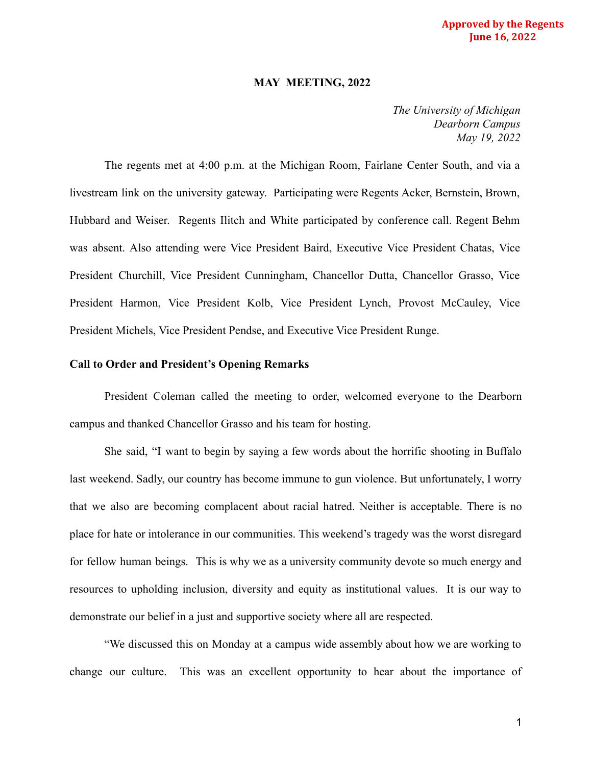**Approved by the Regents**
**June 16, 2022**

**MAY MEETING, 2022**

*The University of Michigan*
*Dearborn Campus*
*May 19, 2022*

The regents met at 4:00 p.m. at the Michigan Room, Fairlane Center South, and via a livestream link on the university gateway. Participating were Regents Acker, Bernstein, Brown, Hubbard and Weiser. Regents Ilitch and White participated by conference call. Regent Behm was absent. Also attending were Vice President Baird, Executive Vice President Chatas, Vice President Churchill, Vice President Cunningham, Chancellor Dutta, Chancellor Grasso, Vice President Harmon, Vice President Kolb, Vice President Lynch, Provost McCauley, Vice President Michels, Vice President Pendse, and Executive Vice President Runge.

**Call to Order and President's Opening Remarks**

President Coleman called the meeting to order, welcomed everyone to the Dearborn campus and thanked Chancellor Grasso and his team for hosting.

She said, "I want to begin by saying a few words about the horrific shooting in Buffalo last weekend. Sadly, our country has become immune to gun violence. But unfortunately, I worry that we also are becoming complacent about racial hatred. Neither is acceptable. There is no place for hate or intolerance in our communities. This weekend's tragedy was the worst disregard for fellow human beings. This is why we as a university community devote so much energy and resources to upholding inclusion, diversity and equity as institutional values. It is our way to demonstrate our belief in a just and supportive society where all are respected.

"We discussed this on Monday at a campus wide assembly about how we are working to change our culture. This was an excellent opportunity to hear about the importance of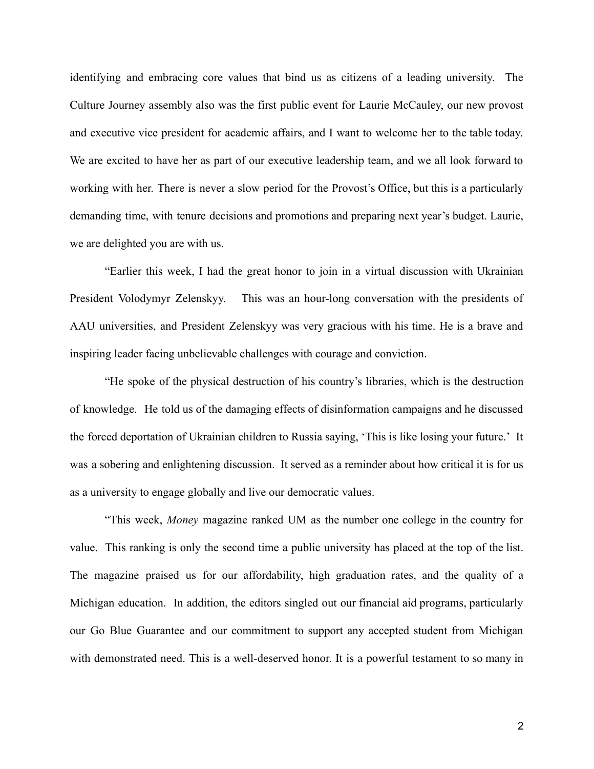identifying and embracing core values that bind us as citizens of a leading university. The Culture Journey assembly also was the first public event for Laurie McCauley, our new provost and executive vice president for academic affairs, and I want to welcome her to the table today. We are excited to have her as part of our executive leadership team, and we all look forward to working with her. There is never a slow period for the Provost's Office, but this is a particularly demanding time, with tenure decisions and promotions and preparing next year's budget. Laurie, we are delighted you are with us.

"Earlier this week, I had the great honor to join in a virtual discussion with Ukrainian President Volodymyr Zelenskyy. This was an hour-long conversation with the presidents of AAU universities, and President Zelenskyy was very gracious with his time. He is a brave and inspiring leader facing unbelievable challenges with courage and conviction.

"He spoke of the physical destruction of his country's libraries, which is the destruction of knowledge. He told us of the damaging effects of disinformation campaigns and he discussed the forced deportation of Ukrainian children to Russia saying, 'This is like losing your future.' It was a sobering and enlightening discussion. It served as a reminder about how critical it is for us as a university to engage globally and live our democratic values.

"This week, *Money* magazine ranked UM as the number one college in the country for value. This ranking is only the second time a public university has placed at the top of the list. The magazine praised us for our affordability, high graduation rates, and the quality of a Michigan education. In addition, the editors singled out our financial aid programs, particularly our Go Blue Guarantee and our commitment to support any accepted student from Michigan with demonstrated need. This is a well-deserved honor. It is a powerful testament to so many in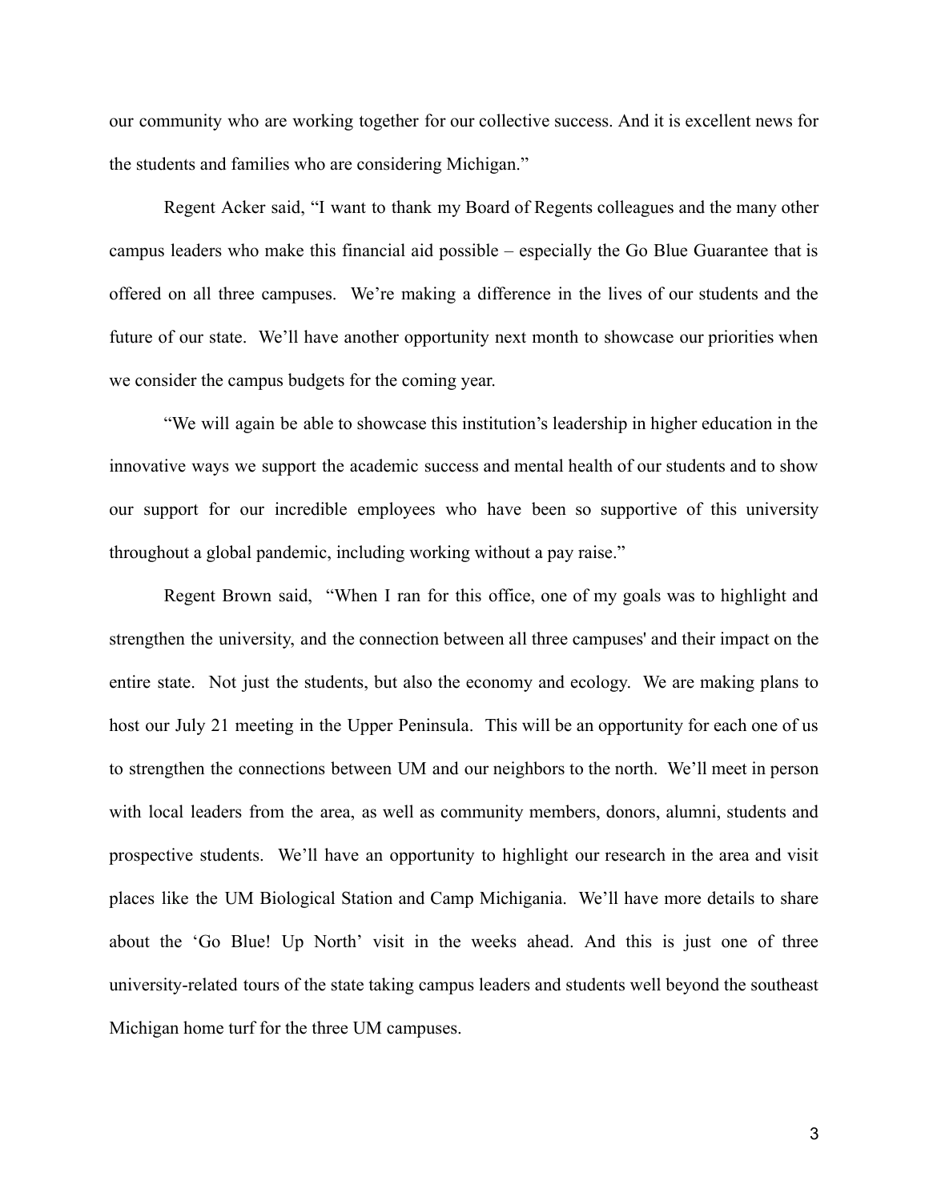our community who are working together for our collective success. And it is excellent news for the students and families who are considering Michigan."

Regent Acker said, "I want to thank my Board of Regents colleagues and the many other campus leaders who make this financial aid possible – especially the Go Blue Guarantee that is offered on all three campuses. We're making a difference in the lives of our students and the future of our state. We'll have another opportunity next month to showcase our priorities when we consider the campus budgets for the coming year.

"We will again be able to showcase this institution's leadership in higher education in the innovative ways we support the academic success and mental health of our students and to show our support for our incredible employees who have been so supportive of this university throughout a global pandemic, including working without a pay raise."

Regent Brown said, "When I ran for this office, one of my goals was to highlight and strengthen the university, and the connection between all three campuses' and their impact on the entire state. Not just the students, but also the economy and ecology. We are making plans to host our July 21 meeting in the Upper Peninsula. This will be an opportunity for each one of us to strengthen the connections between UM and our neighbors to the north. We'll meet in person with local leaders from the area, as well as community members, donors, alumni, students and prospective students. We'll have an opportunity to highlight our research in the area and visit places like the UM Biological Station and Camp Michigania. We'll have more details to share about the 'Go Blue! Up North' visit in the weeks ahead. And this is just one of three university-related tours of the state taking campus leaders and students well beyond the southeast Michigan home turf for the three UM campuses.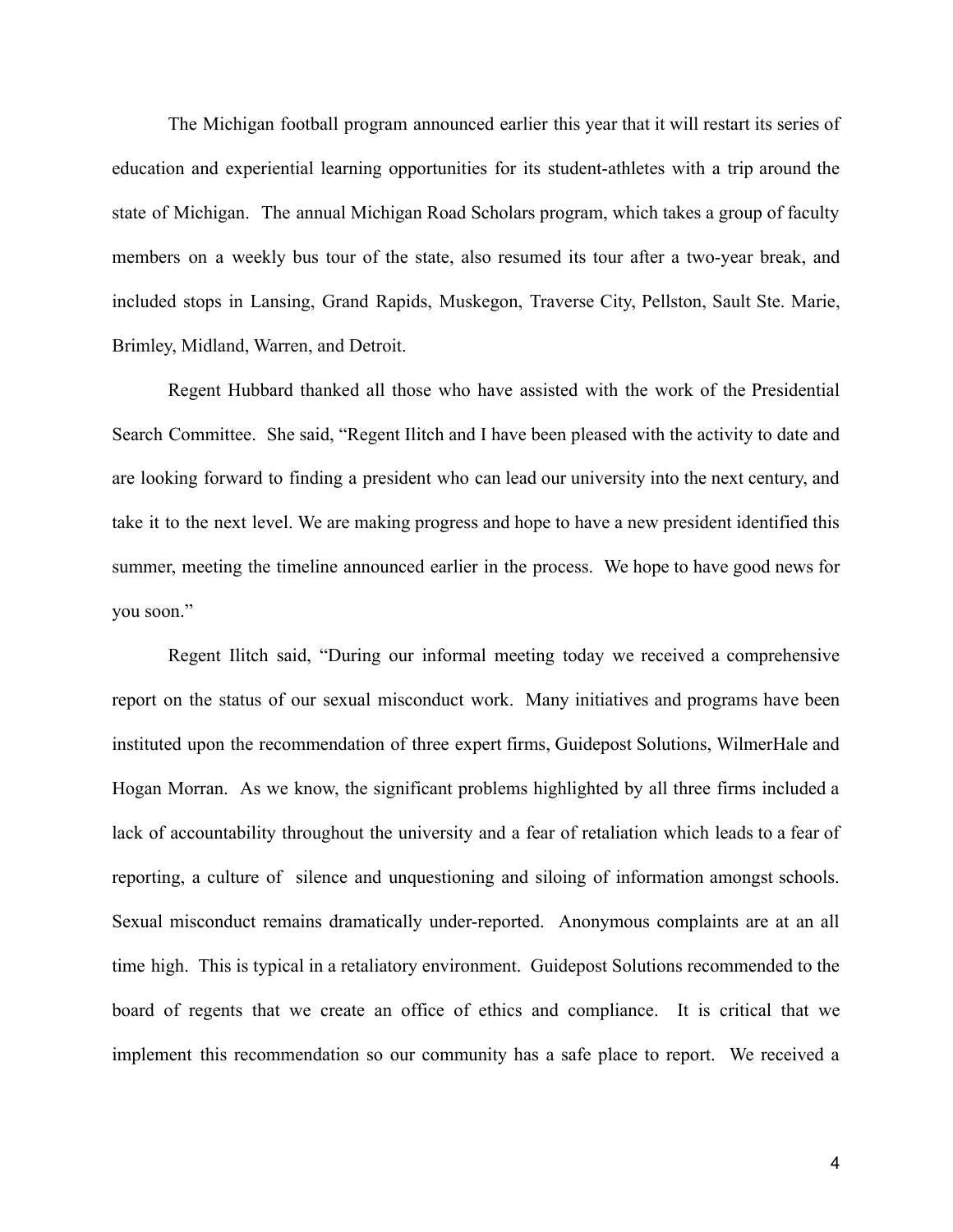The Michigan football program announced earlier this year that it will restart its series of education and experiential learning opportunities for its student-athletes with a trip around the state of Michigan. The annual Michigan Road Scholars program, which takes a group of faculty members on a weekly bus tour of the state, also resumed its tour after a two-year break, and included stops in Lansing, Grand Rapids, Muskegon, Traverse City, Pellston, Sault Ste. Marie, Brimley, Midland, Warren, and Detroit.

Regent Hubbard thanked all those who have assisted with the work of the Presidential Search Committee. She said, "Regent Ilitch and I have been pleased with the activity to date and are looking forward to finding a president who can lead our university into the next century, and take it to the next level. We are making progress and hope to have a new president identified this summer, meeting the timeline announced earlier in the process. We hope to have good news for you soon."

Regent Ilitch said, "During our informal meeting today we received a comprehensive report on the status of our sexual misconduct work. Many initiatives and programs have been instituted upon the recommendation of three expert firms, Guidepost Solutions, WilmerHale and Hogan Morran. As we know, the significant problems highlighted by all three firms included a lack of accountability throughout the university and a fear of retaliation which leads to a fear of reporting, a culture of silence and unquestioning and siloing of information amongst schools. Sexual misconduct remains dramatically under-reported. Anonymous complaints are at an all time high. This is typical in a retaliatory environment. Guidepost Solutions recommended to the board of regents that we create an office of ethics and compliance. It is critical that we implement this recommendation so our community has a safe place to report. We received a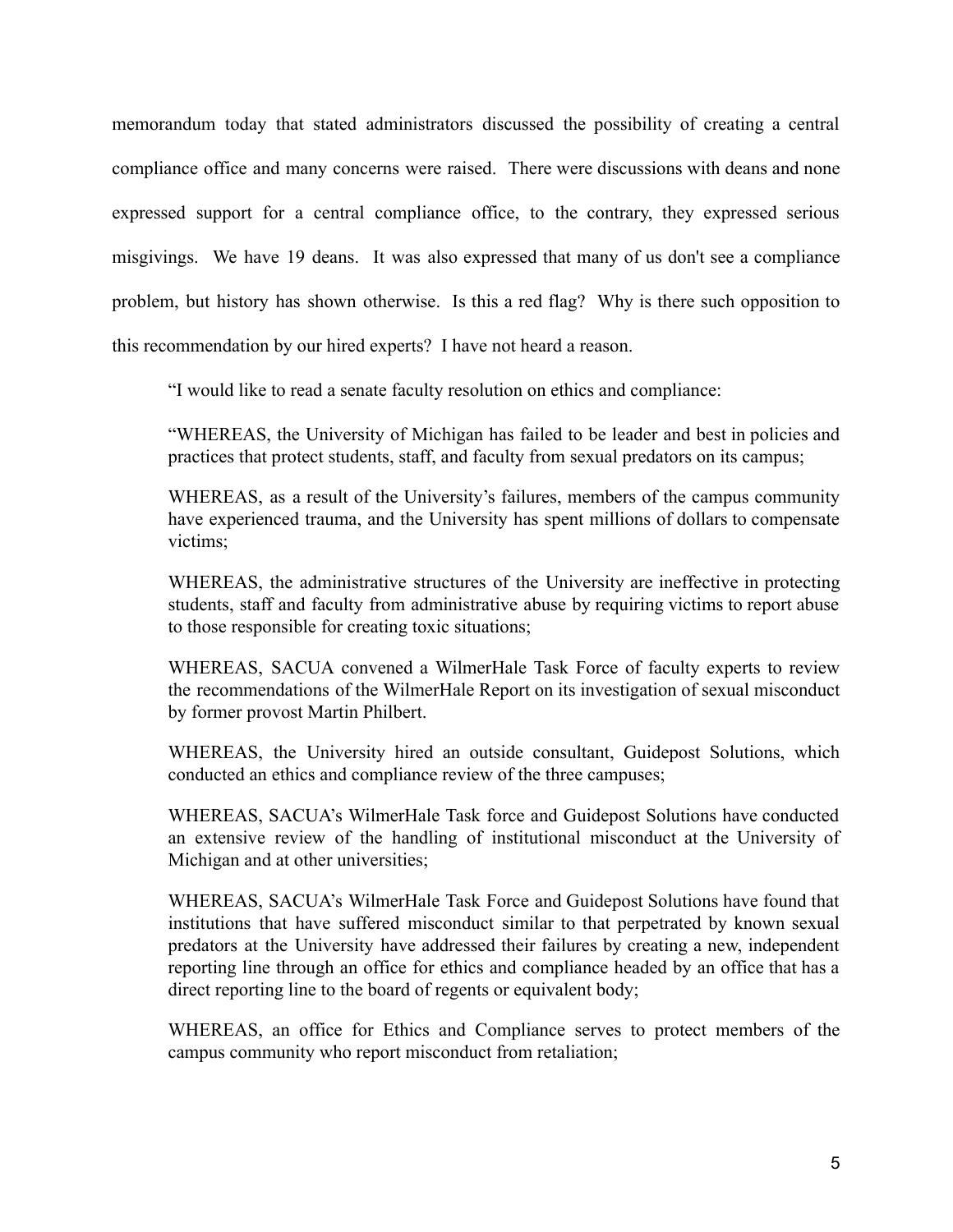memorandum today that stated administrators discussed the possibility of creating a central compliance office and many concerns were raised. There were discussions with deans and none expressed support for a central compliance office, to the contrary, they expressed serious misgivings. We have 19 deans. It was also expressed that many of us don't see a compliance problem, but history has shown otherwise. Is this a red flag? Why is there such opposition to this recommendation by our hired experts? I have not heard a reason.

"I would like to read a senate faculty resolution on ethics and compliance:

> "WHEREAS, the University of Michigan has failed to be leader and best in policies and practices that protect students, staff, and faculty from sexual predators on its campus;
>
> WHEREAS, as a result of the University's failures, members of the campus community have experienced trauma, and the University has spent millions of dollars to compensate victims;
>
> WHEREAS, the administrative structures of the University are ineffective in protecting students, staff and faculty from administrative abuse by requiring victims to report abuse to those responsible for creating toxic situations;
>
> WHEREAS, SACUA convened a WilmerHale Task Force of faculty experts to review the recommendations of the WilmerHale Report on its investigation of sexual misconduct by former provost Martin Philbert.
>
> WHEREAS, the University hired an outside consultant, Guidepost Solutions, which conducted an ethics and compliance review of the three campuses;
>
> WHEREAS, SACUA's WilmerHale Task force and Guidepost Solutions have conducted an extensive review of the handling of institutional misconduct at the University of Michigan and at other universities;
>
> WHEREAS, SACUA's WilmerHale Task Force and Guidepost Solutions have found that institutions that have suffered misconduct similar to that perpetrated by known sexual predators at the University have addressed their failures by creating a new, independent reporting line through an office for ethics and compliance headed by an office that has a direct reporting line to the board of regents or equivalent body;
>
> WHEREAS, an office for Ethics and Compliance serves to protect members of the campus community who report misconduct from retaliation;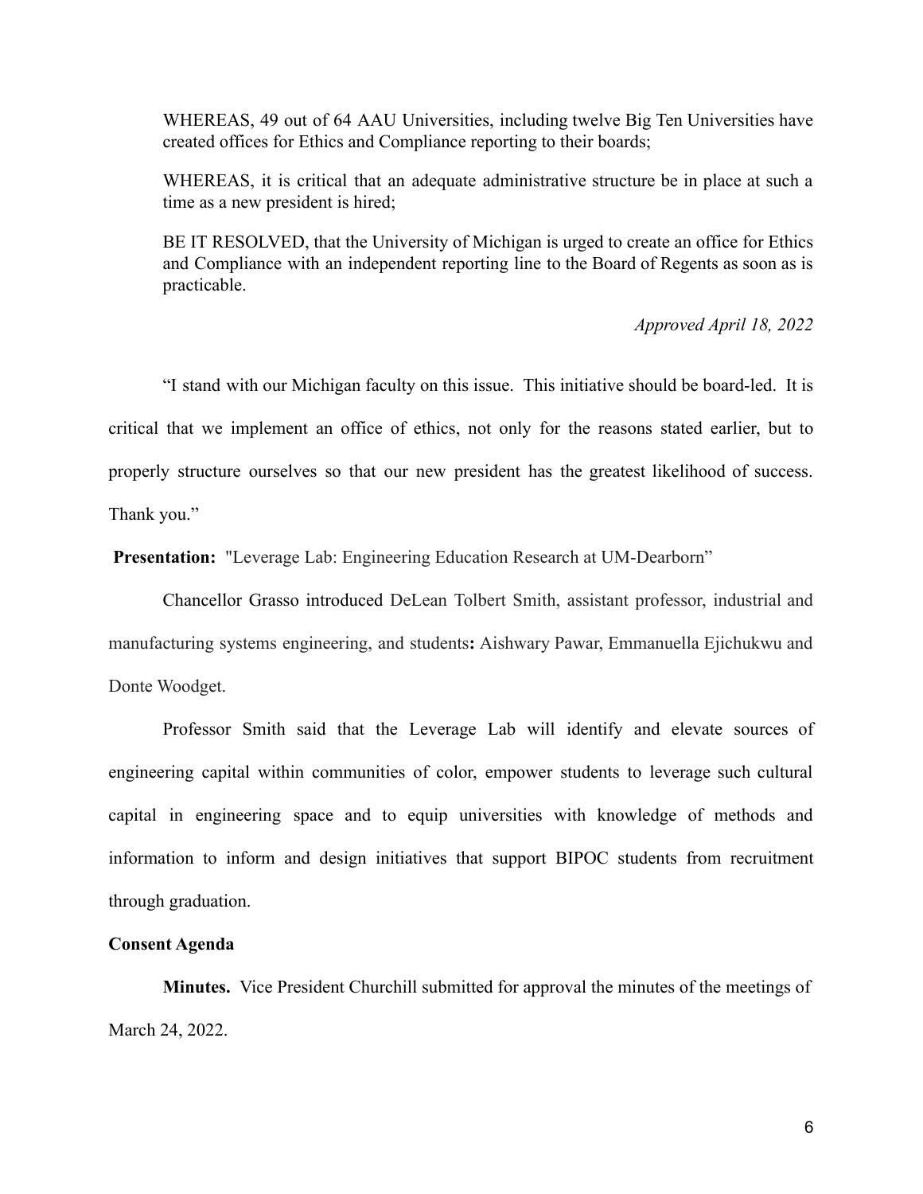WHEREAS, 49 out of 64 AAU Universities, including twelve Big Ten Universities have created offices for Ethics and Compliance reporting to their boards;

WHEREAS, it is critical that an adequate administrative structure be in place at such a time as a new president is hired;

BE IT RESOLVED, that the University of Michigan is urged to create an office for Ethics and Compliance with an independent reporting line to the Board of Regents as soon as is practicable.

*Approved April 18, 2022*

"I stand with our Michigan faculty on this issue. This initiative should be board-led. It is critical that we implement an office of ethics, not only for the reasons stated earlier, but to properly structure ourselves so that our new president has the greatest likelihood of success. Thank you."

**Presentation:** "Leverage Lab: Engineering Education Research at UM-Dearborn"

Chancellor Grasso introduced DeLean Tolbert Smith, assistant professor, industrial and manufacturing systems engineering, and students**:** Aishwary Pawar, Emmanuella Ejichukwu and Donte Woodget.

Professor Smith said that the Leverage Lab will identify and elevate sources of engineering capital within communities of color, empower students to leverage such cultural capital in engineering space and to equip universities with knowledge of methods and information to inform and design initiatives that support BIPOC students from recruitment through graduation.

**Consent Agenda**

**Minutes.** Vice President Churchill submitted for approval the minutes of the meetings of March 24, 2022.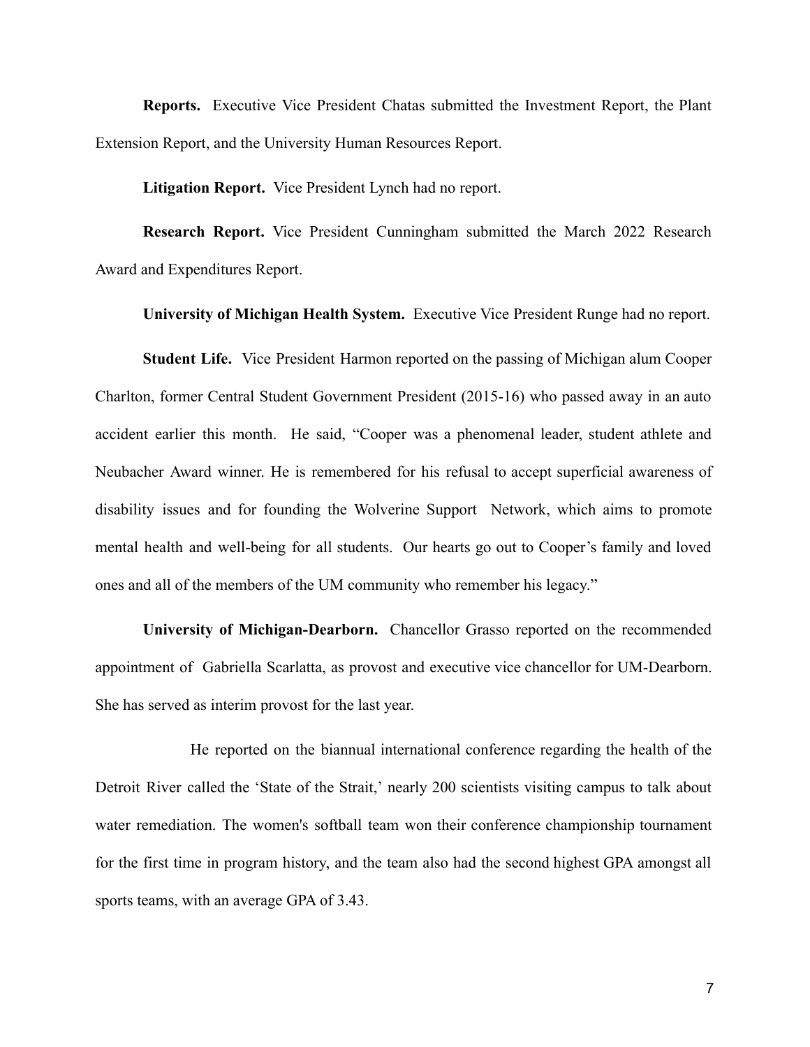**Reports.** Executive Vice President Chatas submitted the Investment Report, the Plant Extension Report, and the University Human Resources Report.

**Litigation Report.** Vice President Lynch had no report.

**Research Report.** Vice President Cunningham submitted the March 2022 Research Award and Expenditures Report.

**University of Michigan Health System.** Executive Vice President Runge had no report.

**Student Life.** Vice President Harmon reported on the passing of Michigan alum Cooper Charlton, former Central Student Government President (2015-16) who passed away in an auto accident earlier this month. He said, "Cooper was a phenomenal leader, student athlete and Neubacher Award winner. He is remembered for his refusal to accept superficial awareness of disability issues and for founding the Wolverine Support Network, which aims to promote mental health and well-being for all students. Our hearts go out to Cooper's family and loved ones and all of the members of the UM community who remember his legacy."

**University of Michigan-Dearborn.** Chancellor Grasso reported on the recommended appointment of Gabriella Scarlatta, as provost and executive vice chancellor for UM-Dearborn. She has served as interim provost for the last year.

He reported on the biannual international conference regarding the health of the Detroit River called the 'State of the Strait,' nearly 200 scientists visiting campus to talk about water remediation. The women's softball team won their conference championship tournament for the first time in program history, and the team also had the second highest GPA amongst all sports teams, with an average GPA of 3.43.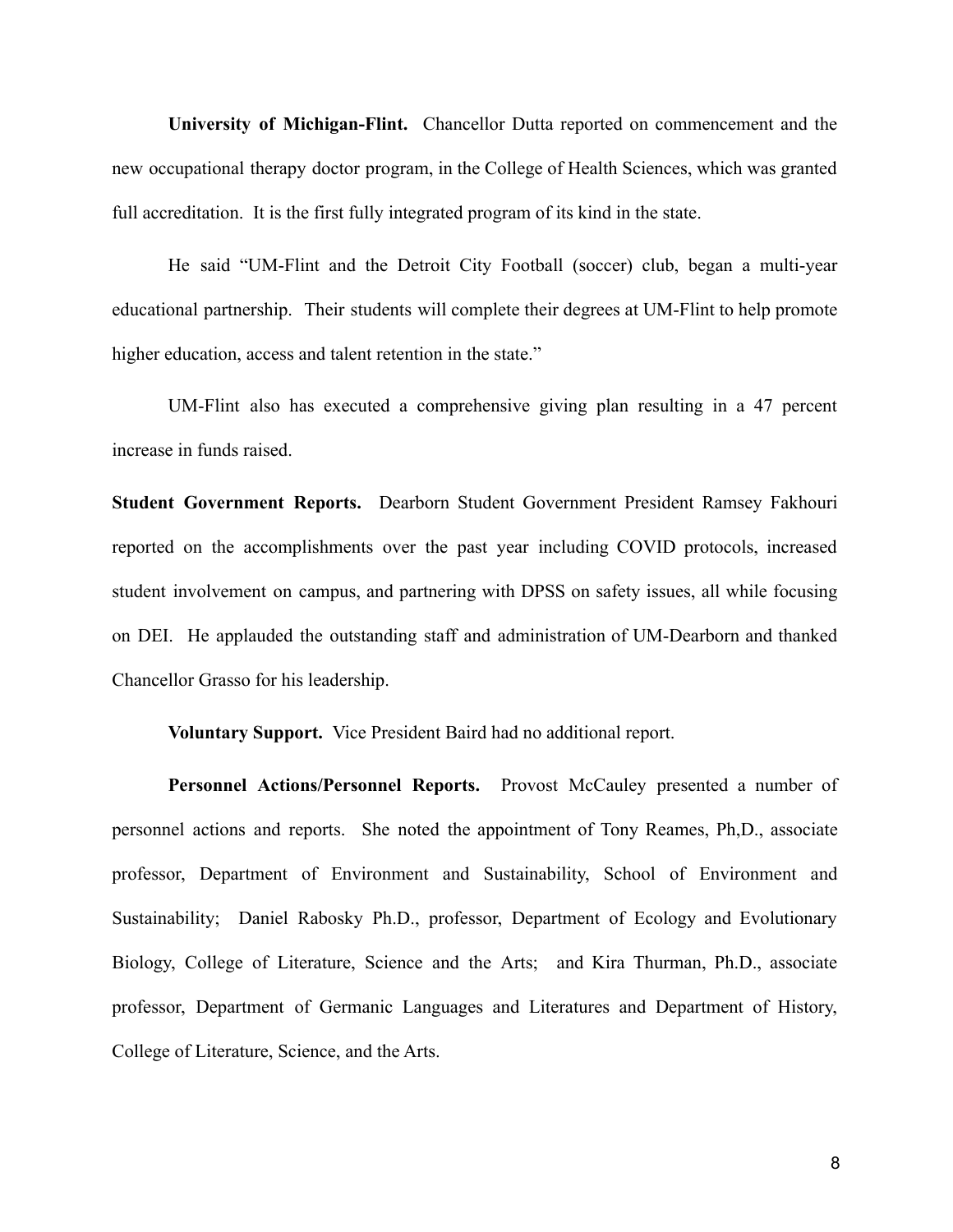**University of Michigan-Flint.** Chancellor Dutta reported on commencement and the new occupational therapy doctor program, in the College of Health Sciences, which was granted full accreditation. It is the first fully integrated program of its kind in the state.

He said "UM-Flint and the Detroit City Football (soccer) club, began a multi-year educational partnership. Their students will complete their degrees at UM-Flint to help promote higher education, access and talent retention in the state."

UM-Flint also has executed a comprehensive giving plan resulting in a 47 percent increase in funds raised.

**Student Government Reports.** Dearborn Student Government President Ramsey Fakhouri reported on the accomplishments over the past year including COVID protocols, increased student involvement on campus, and partnering with DPSS on safety issues, all while focusing on DEI. He applauded the outstanding staff and administration of UM-Dearborn and thanked Chancellor Grasso for his leadership.

**Voluntary Support.** Vice President Baird had no additional report.

**Personnel Actions/Personnel Reports.** Provost McCauley presented a number of personnel actions and reports. She noted the appointment of Tony Reames, Ph,D., associate professor, Department of Environment and Sustainability, School of Environment and Sustainability; Daniel Rabosky Ph.D., professor, Department of Ecology and Evolutionary Biology, College of Literature, Science and the Arts; and Kira Thurman, Ph.D., associate professor, Department of Germanic Languages and Literatures and Department of History, College of Literature, Science, and the Arts.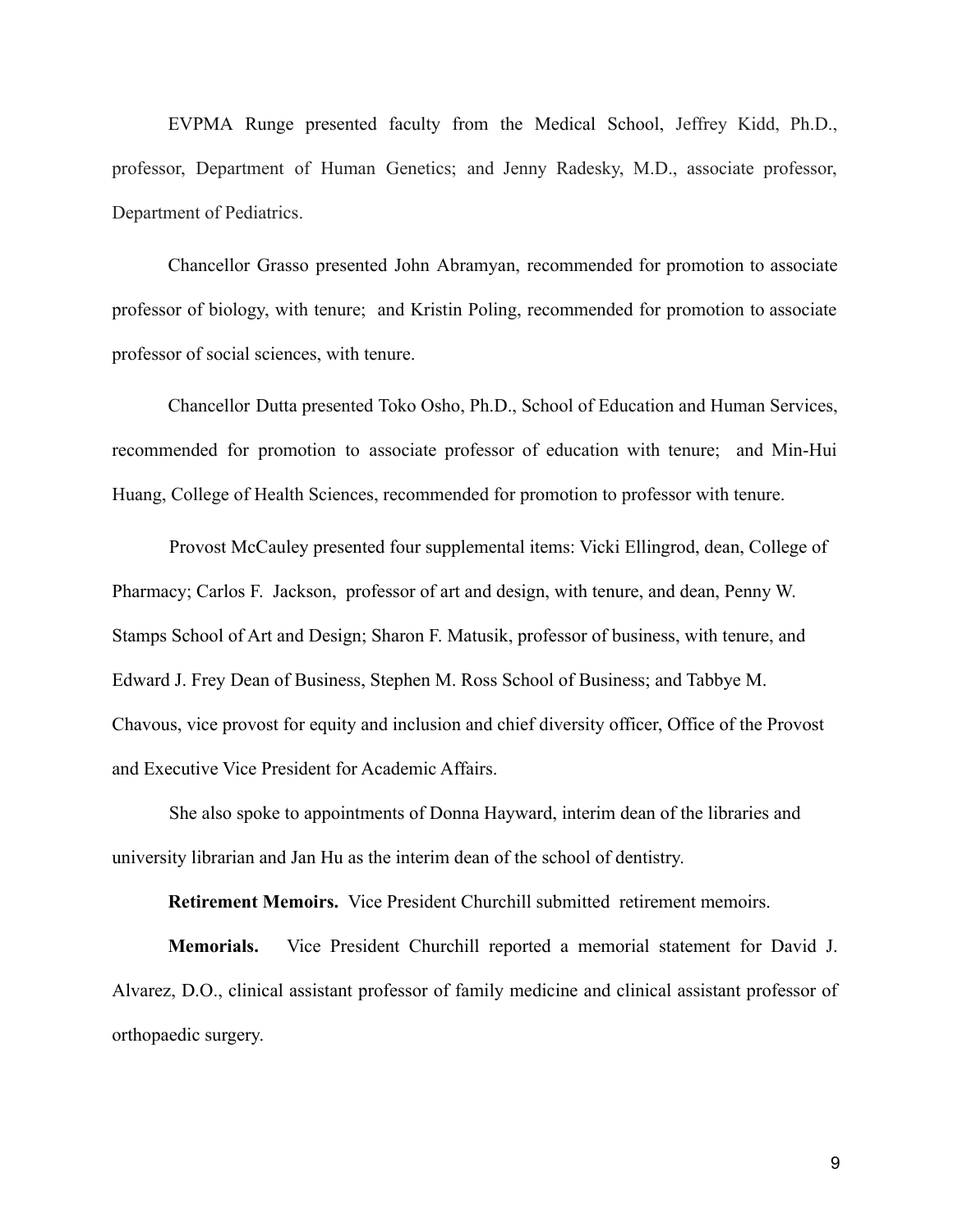EVPMA Runge presented faculty from the Medical School, Jeffrey Kidd, Ph.D., professor, Department of Human Genetics; and Jenny Radesky, M.D., associate professor, Department of Pediatrics.

Chancellor Grasso presented John Abramyan, recommended for promotion to associate professor of biology, with tenure; and Kristin Poling, recommended for promotion to associate professor of social sciences, with tenure.

Chancellor Dutta presented Toko Osho, Ph.D., School of Education and Human Services, recommended for promotion to associate professor of education with tenure; and Min-Hui Huang, College of Health Sciences, recommended for promotion to professor with tenure.

Provost McCauley presented four supplemental items: Vicki Ellingrod, dean, College of Pharmacy; Carlos F. Jackson, professor of art and design, with tenure, and dean, Penny W. Stamps School of Art and Design; Sharon F. Matusik, professor of business, with tenure, and Edward J. Frey Dean of Business, Stephen M. Ross School of Business; and Tabbye M. Chavous, vice provost for equity and inclusion and chief diversity officer, Office of the Provost and Executive Vice President for Academic Affairs.

She also spoke to appointments of Donna Hayward, interim dean of the libraries and university librarian and Jan Hu as the interim dean of the school of dentistry.

**Retirement Memoirs.** Vice President Churchill submitted retirement memoirs.

**Memorials.** Vice President Churchill reported a memorial statement for David J. Alvarez, D.O., clinical assistant professor of family medicine and clinical assistant professor of orthopaedic surgery.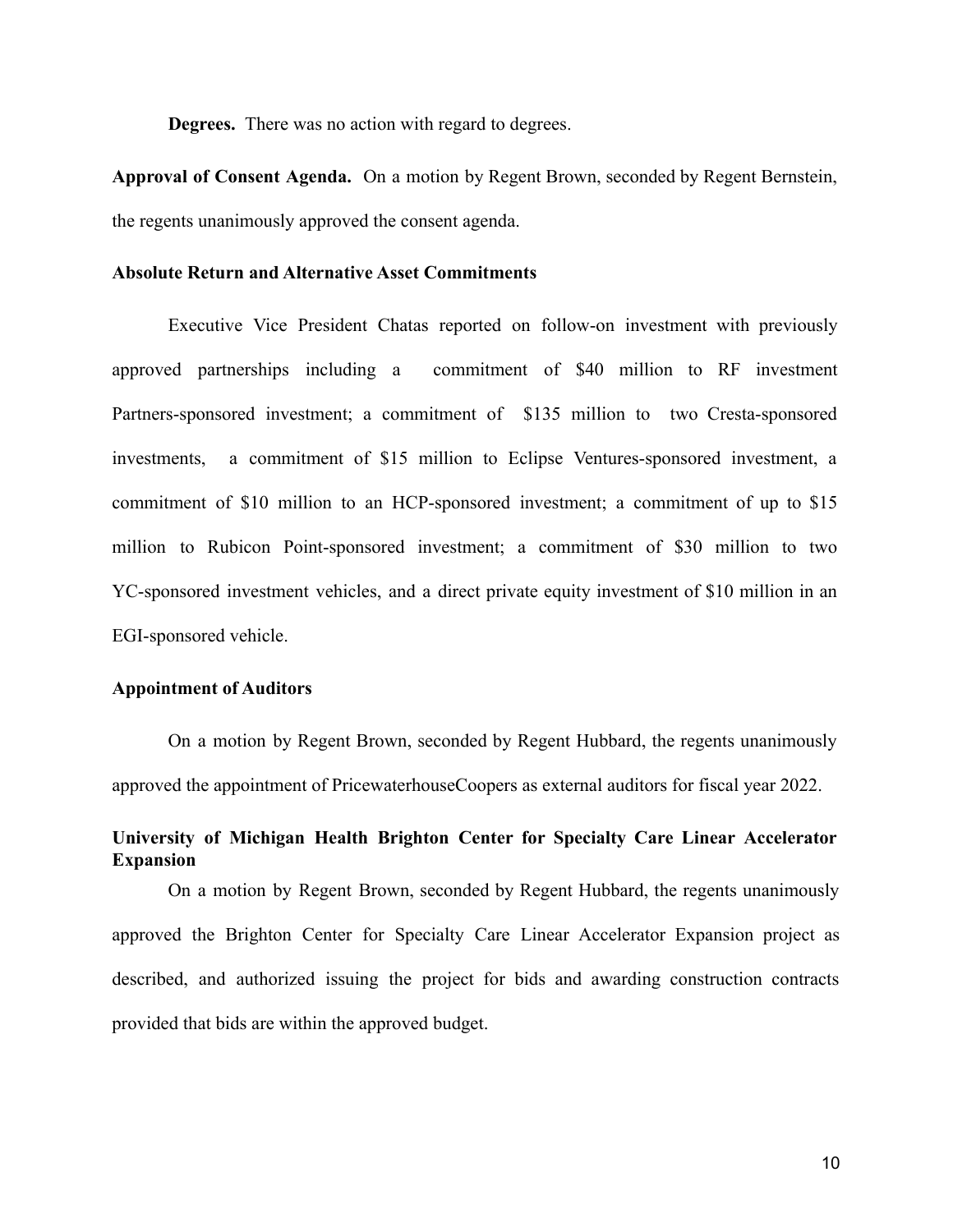**Degrees.** There was no action with regard to degrees.

**Approval of Consent Agenda.** On a motion by Regent Brown, seconded by Regent Bernstein, the regents unanimously approved the consent agenda.

**Absolute Return and Alternative Asset Commitments**

Executive Vice President Chatas reported on follow-on investment with previously approved partnerships including a commitment of $40 million to RF investment Partners-sponsored investment; a commitment of $135 million to two Cresta-sponsored investments, a commitment of $15 million to Eclipse Ventures-sponsored investment, a commitment of $10 million to an HCP-sponsored investment; a commitment of up to $15 million to Rubicon Point-sponsored investment; a commitment of $30 million to two YC-sponsored investment vehicles, and a direct private equity investment of $10 million in an EGI-sponsored vehicle.

**Appointment of Auditors**

On a motion by Regent Brown, seconded by Regent Hubbard, the regents unanimously approved the appointment of PricewaterhouseCoopers as external auditors for fiscal year 2022.

**University of Michigan Health Brighton Center for Specialty Care Linear Accelerator Expansion**

On a motion by Regent Brown, seconded by Regent Hubbard, the regents unanimously approved the Brighton Center for Specialty Care Linear Accelerator Expansion project as described, and authorized issuing the project for bids and awarding construction contracts provided that bids are within the approved budget.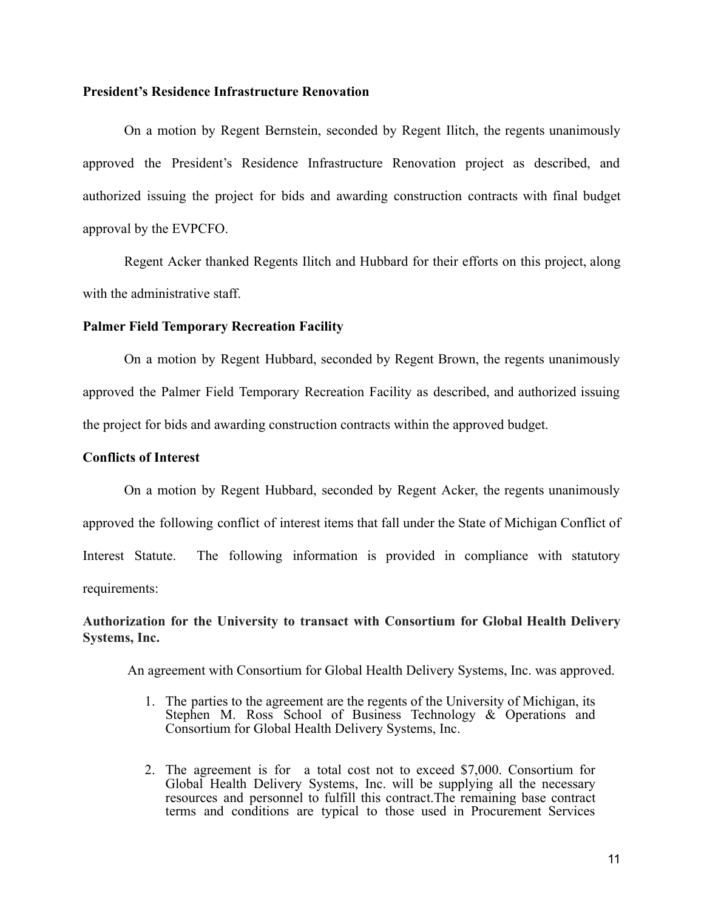**President's Residence Infrastructure Renovation**

On a motion by Regent Bernstein, seconded by Regent Ilitch, the regents unanimously approved the President's Residence Infrastructure Renovation project as described, and authorized issuing the project for bids and awarding construction contracts with final budget approval by the EVPCFO.

Regent Acker thanked Regents Ilitch and Hubbard for their efforts on this project, along with the administrative staff.

**Palmer Field Temporary Recreation Facility**

On a motion by Regent Hubbard, seconded by Regent Brown, the regents unanimously approved the Palmer Field Temporary Recreation Facility as described, and authorized issuing the project for bids and awarding construction contracts within the approved budget.

**Conflicts of Interest**

On a motion by Regent Hubbard, seconded by Regent Acker, the regents unanimously approved the following conflict of interest items that fall under the State of Michigan Conflict of Interest Statute. The following information is provided in compliance with statutory requirements:

**Authorization for the University to transact with Consortium for Global Health Delivery Systems, Inc.**

An agreement with Consortium for Global Health Delivery Systems, Inc. was approved.

1. The parties to the agreement are the regents of the University of Michigan, its Stephen M. Ross School of Business Technology & Operations and Consortium for Global Health Delivery Systems, Inc.

2. The agreement is for a total cost not to exceed $7,000. Consortium for Global Health Delivery Systems, Inc. will be supplying all the necessary resources and personnel to fulfill this contract.The remaining base contract terms and conditions are typical to those used in Procurement Services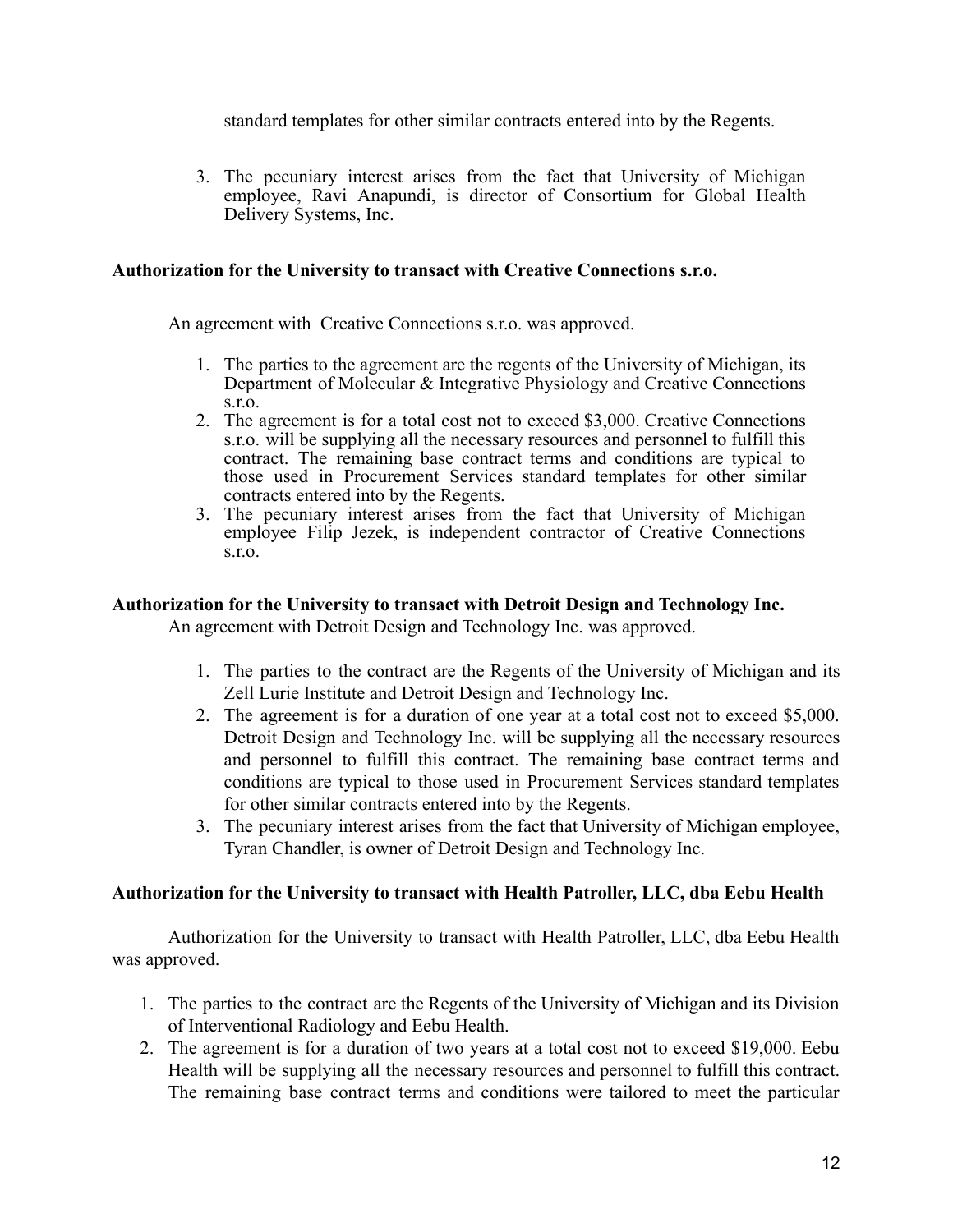standard templates for other similar contracts entered into by the Regents.

3. The pecuniary interest arises from the fact that University of Michigan employee, Ravi Anapundi, is director of Consortium for Global Health Delivery Systems, Inc.

**Authorization for the University to transact with Creative Connections s.r.o.**

An agreement with Creative Connections s.r.o. was approved.

1. The parties to the agreement are the regents of the University of Michigan, its Department of Molecular & Integrative Physiology and Creative Connections s.r.o.
2. The agreement is for a total cost not to exceed $3,000. Creative Connections s.r.o. will be supplying all the necessary resources and personnel to fulfill this contract. The remaining base contract terms and conditions are typical to those used in Procurement Services standard templates for other similar contracts entered into by the Regents.
3. The pecuniary interest arises from the fact that University of Michigan employee Filip Jezek, is independent contractor of Creative Connections s.r.o.

**Authorization for the University to transact with Detroit Design and Technology Inc.**

An agreement with Detroit Design and Technology Inc. was approved.

1. The parties to the contract are the Regents of the University of Michigan and its Zell Lurie Institute and Detroit Design and Technology Inc.
2. The agreement is for a duration of one year at a total cost not to exceed $5,000. Detroit Design and Technology Inc. will be supplying all the necessary resources and personnel to fulfill this contract. The remaining base contract terms and conditions are typical to those used in Procurement Services standard templates for other similar contracts entered into by the Regents.
3. The pecuniary interest arises from the fact that University of Michigan employee, Tyran Chandler, is owner of Detroit Design and Technology Inc.

**Authorization for the University to transact with Health Patroller, LLC, dba Eebu Health**

Authorization for the University to transact with Health Patroller, LLC, dba Eebu Health was approved.

1. The parties to the contract are the Regents of the University of Michigan and its Division of Interventional Radiology and Eebu Health.
2. The agreement is for a duration of two years at a total cost not to exceed $19,000. Eebu Health will be supplying all the necessary resources and personnel to fulfill this contract. The remaining base contract terms and conditions were tailored to meet the particular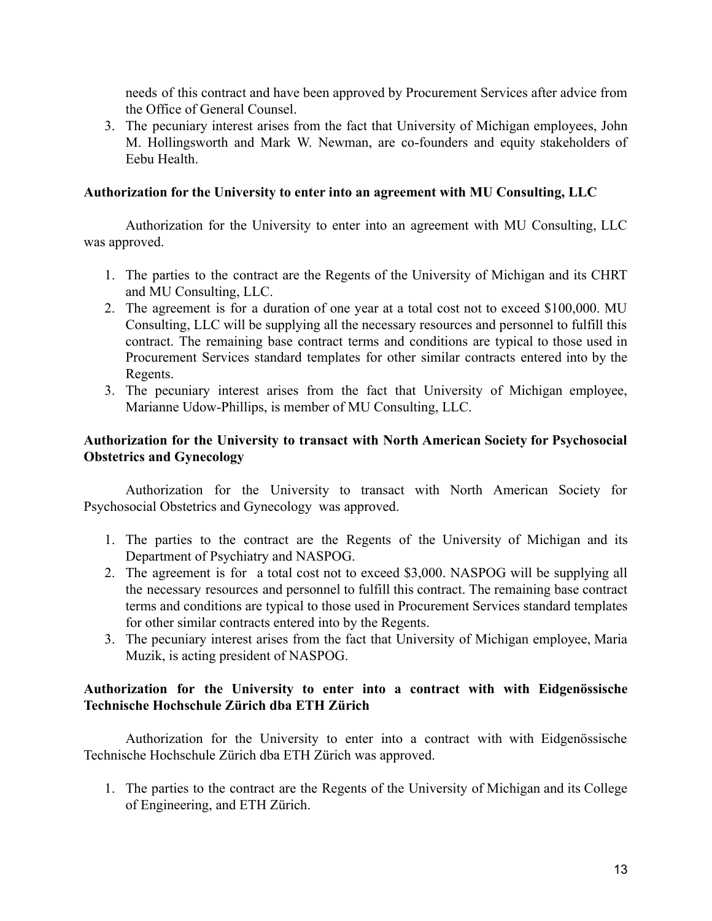needs of this contract and have been approved by Procurement Services after advice from the Office of General Counsel.

3. The pecuniary interest arises from the fact that University of Michigan employees, John M. Hollingsworth and Mark W. Newman, are co-founders and equity stakeholders of Eebu Health.

**Authorization for the University to enter into an agreement with MU Consulting, LLC**

Authorization for the University to enter into an agreement with MU Consulting, LLC was approved.

1. The parties to the contract are the Regents of the University of Michigan and its CHRT and MU Consulting, LLC.
2. The agreement is for a duration of one year at a total cost not to exceed $100,000. MU Consulting, LLC will be supplying all the necessary resources and personnel to fulfill this contract. The remaining base contract terms and conditions are typical to those used in Procurement Services standard templates for other similar contracts entered into by the Regents.
3. The pecuniary interest arises from the fact that University of Michigan employee, Marianne Udow-Phillips, is member of MU Consulting, LLC.

**Authorization for the University to transact with North American Society for Psychosocial Obstetrics and Gynecology**

Authorization for the University to transact with North American Society for Psychosocial Obstetrics and Gynecology was approved.

1. The parties to the contract are the Regents of the University of Michigan and its Department of Psychiatry and NASPOG.
2. The agreement is for a total cost not to exceed $3,000. NASPOG will be supplying all the necessary resources and personnel to fulfill this contract. The remaining base contract terms and conditions are typical to those used in Procurement Services standard templates for other similar contracts entered into by the Regents.
3. The pecuniary interest arises from the fact that University of Michigan employee, Maria Muzik, is acting president of NASPOG.

**Authorization for the University to enter into a contract with with Eidgenössische Technische Hochschule Zürich dba ETH Zürich**

Authorization for the University to enter into a contract with with Eidgenössische Technische Hochschule Zürich dba ETH Zürich was approved.

1. The parties to the contract are the Regents of the University of Michigan and its College of Engineering, and ETH Zürich.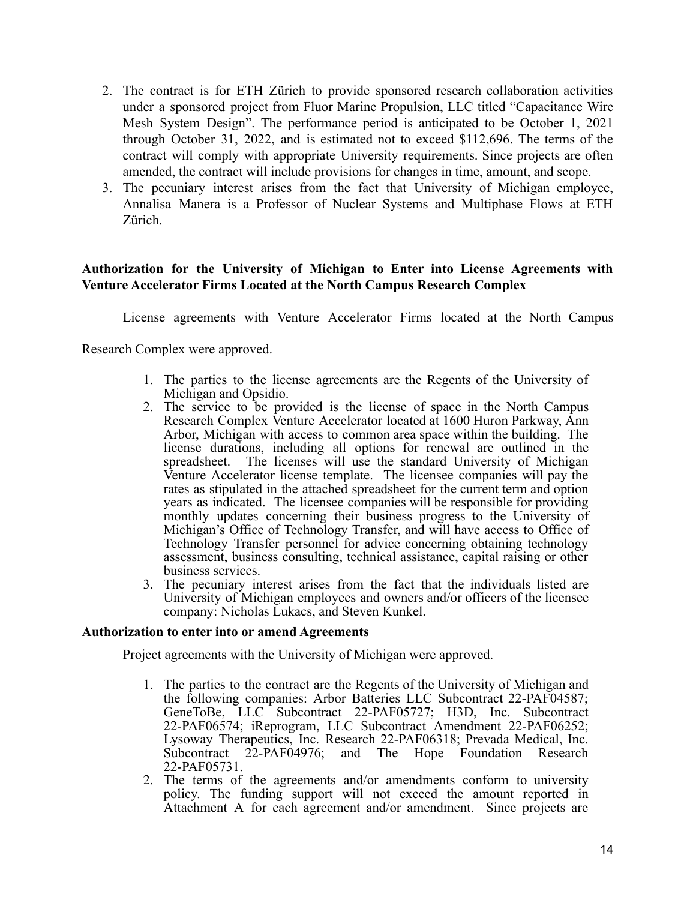2. The contract is for ETH Zürich to provide sponsored research collaboration activities under a sponsored project from Fluor Marine Propulsion, LLC titled "Capacitance Wire Mesh System Design". The performance period is anticipated to be October 1, 2021 through October 31, 2022, and is estimated not to exceed $112,696. The terms of the contract will comply with appropriate University requirements. Since projects are often amended, the contract will include provisions for changes in time, amount, and scope.
3. The pecuniary interest arises from the fact that University of Michigan employee, Annalisa Manera is a Professor of Nuclear Systems and Multiphase Flows at ETH Zürich.

**Authorization for the University of Michigan to Enter into License Agreements with Venture Accelerator Firms Located at the North Campus Research Complex**

License agreements with Venture Accelerator Firms located at the North Campus Research Complex were approved.

1. The parties to the license agreements are the Regents of the University of Michigan and Opsidio.
2. The service to be provided is the license of space in the North Campus Research Complex Venture Accelerator located at 1600 Huron Parkway, Ann Arbor, Michigan with access to common area space within the building. The license durations, including all options for renewal are outlined in the spreadsheet. The licenses will use the standard University of Michigan Venture Accelerator license template. The licensee companies will pay the rates as stipulated in the attached spreadsheet for the current term and option years as indicated. The licensee companies will be responsible for providing monthly updates concerning their business progress to the University of Michigan's Office of Technology Transfer, and will have access to Office of Technology Transfer personnel for advice concerning obtaining technology assessment, business consulting, technical assistance, capital raising or other business services.
3. The pecuniary interest arises from the fact that the individuals listed are University of Michigan employees and owners and/or officers of the licensee company: Nicholas Lukacs, and Steven Kunkel.

**Authorization to enter into or amend Agreements**

Project agreements with the University of Michigan were approved.

1. The parties to the contract are the Regents of the University of Michigan and the following companies: Arbor Batteries LLC Subcontract 22-PAF04587; GeneToBe, LLC Subcontract 22-PAF05727; H3D, Inc. Subcontract 22-PAF06574; iReprogram, LLC Subcontract Amendment 22-PAF06252; Lysoway Therapeutics, Inc. Research 22-PAF06318; Prevada Medical, Inc. Subcontract 22-PAF04976; and The Hope Foundation Research 22-PAF05731.
2. The terms of the agreements and/or amendments conform to university policy. The funding support will not exceed the amount reported in Attachment A for each agreement and/or amendment. Since projects are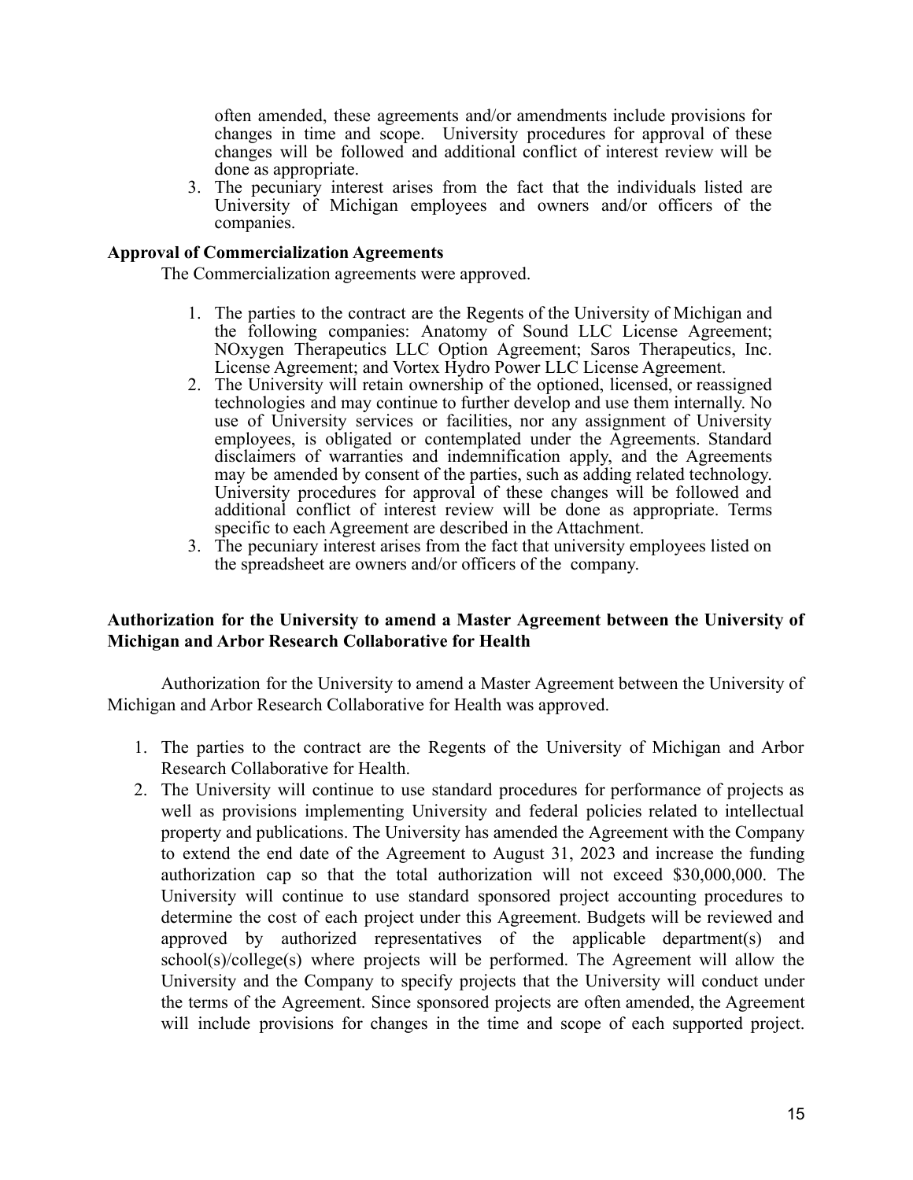often amended, these agreements and/or amendments include provisions for changes in time and scope. University procedures for approval of these changes will be followed and additional conflict of interest review will be done as appropriate.

3. The pecuniary interest arises from the fact that the individuals listed are University of Michigan employees and owners and/or officers of the companies.

**Approval of Commercialization Agreements**

The Commercialization agreements were approved.

1. The parties to the contract are the Regents of the University of Michigan and the following companies: Anatomy of Sound LLC License Agreement; NOxygen Therapeutics LLC Option Agreement; Saros Therapeutics, Inc. License Agreement; and Vortex Hydro Power LLC License Agreement.
2. The University will retain ownership of the optioned, licensed, or reassigned technologies and may continue to further develop and use them internally. No use of University services or facilities, nor any assignment of University employees, is obligated or contemplated under the Agreements. Standard disclaimers of warranties and indemnification apply, and the Agreements may be amended by consent of the parties, such as adding related technology. University procedures for approval of these changes will be followed and additional conflict of interest review will be done as appropriate. Terms specific to each Agreement are described in the Attachment.
3. The pecuniary interest arises from the fact that university employees listed on the spreadsheet are owners and/or officers of the company.

**Authorization for the University to amend a Master Agreement between the University of Michigan and Arbor Research Collaborative for Health**

Authorization for the University to amend a Master Agreement between the University of Michigan and Arbor Research Collaborative for Health was approved.

1. The parties to the contract are the Regents of the University of Michigan and Arbor Research Collaborative for Health.
2. The University will continue to use standard procedures for performance of projects as well as provisions implementing University and federal policies related to intellectual property and publications. The University has amended the Agreement with the Company to extend the end date of the Agreement to August 31, 2023 and increase the funding authorization cap so that the total authorization will not exceed $30,000,000. The University will continue to use standard sponsored project accounting procedures to determine the cost of each project under this Agreement. Budgets will be reviewed and approved by authorized representatives of the applicable department(s) and school(s)/college(s) where projects will be performed. The Agreement will allow the University and the Company to specify projects that the University will conduct under the terms of the Agreement. Since sponsored projects are often amended, the Agreement will include provisions for changes in the time and scope of each supported project.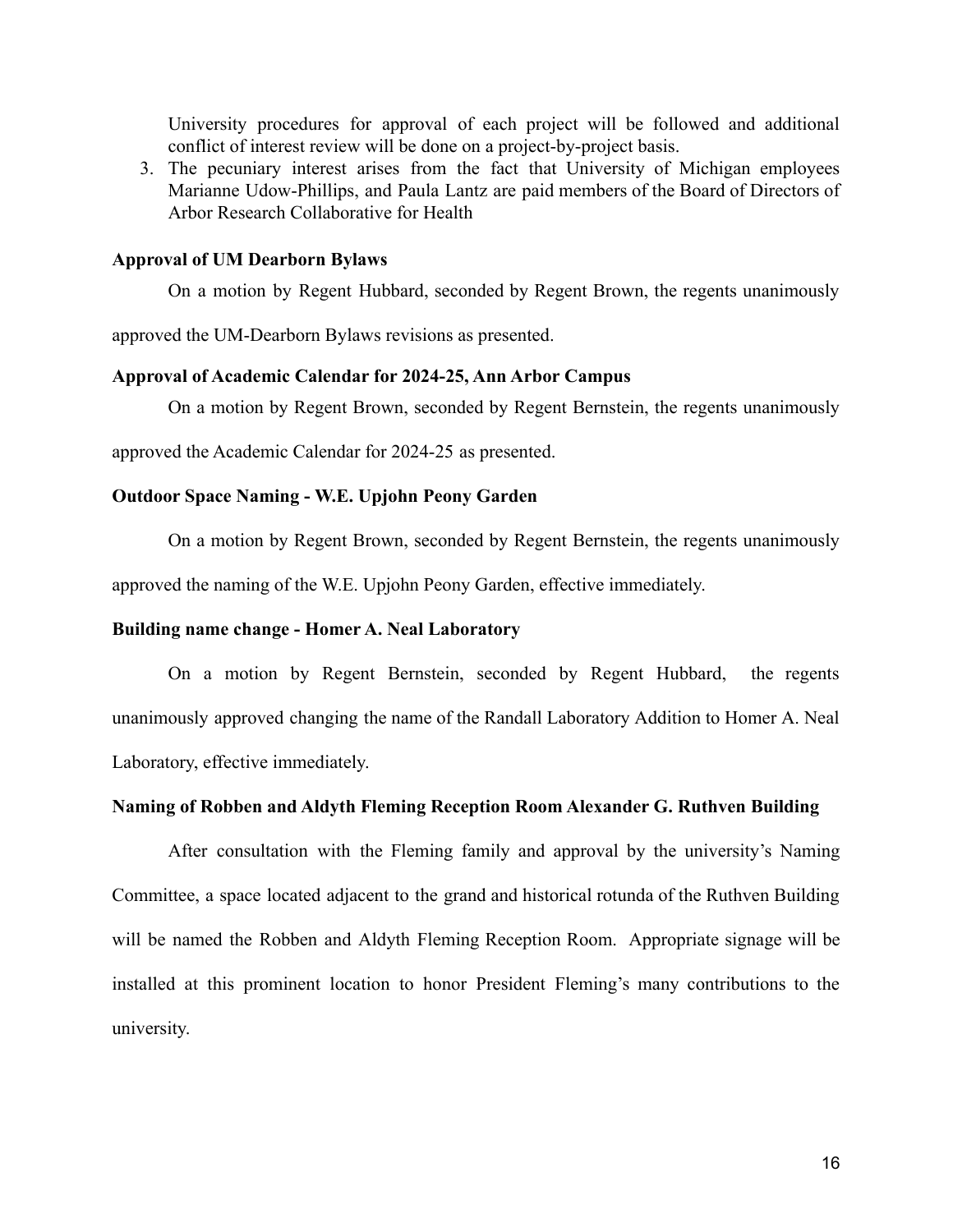University procedures for approval of each project will be followed and additional conflict of interest review will be done on a project-by-project basis.

3. The pecuniary interest arises from the fact that University of Michigan employees Marianne Udow-Phillips, and Paula Lantz are paid members of the Board of Directors of Arbor Research Collaborative for Health

**Approval of UM Dearborn Bylaws**

On a motion by Regent Hubbard, seconded by Regent Brown, the regents unanimously approved the UM-Dearborn Bylaws revisions as presented.

**Approval of Academic Calendar for 2024-25, Ann Arbor Campus**

On a motion by Regent Brown, seconded by Regent Bernstein, the regents unanimously approved the Academic Calendar for 2024-25 as presented.

**Outdoor Space Naming - W.E. Upjohn Peony Garden**

On a motion by Regent Brown, seconded by Regent Bernstein, the regents unanimously approved the naming of the W.E. Upjohn Peony Garden, effective immediately.

**Building name change - Homer A. Neal Laboratory**

On a motion by Regent Bernstein, seconded by Regent Hubbard, the regents unanimously approved changing the name of the Randall Laboratory Addition to Homer A. Neal Laboratory, effective immediately.

**Naming of Robben and Aldyth Fleming Reception Room Alexander G. Ruthven Building**

After consultation with the Fleming family and approval by the university's Naming Committee, a space located adjacent to the grand and historical rotunda of the Ruthven Building will be named the Robben and Aldyth Fleming Reception Room. Appropriate signage will be installed at this prominent location to honor President Fleming's many contributions to the university.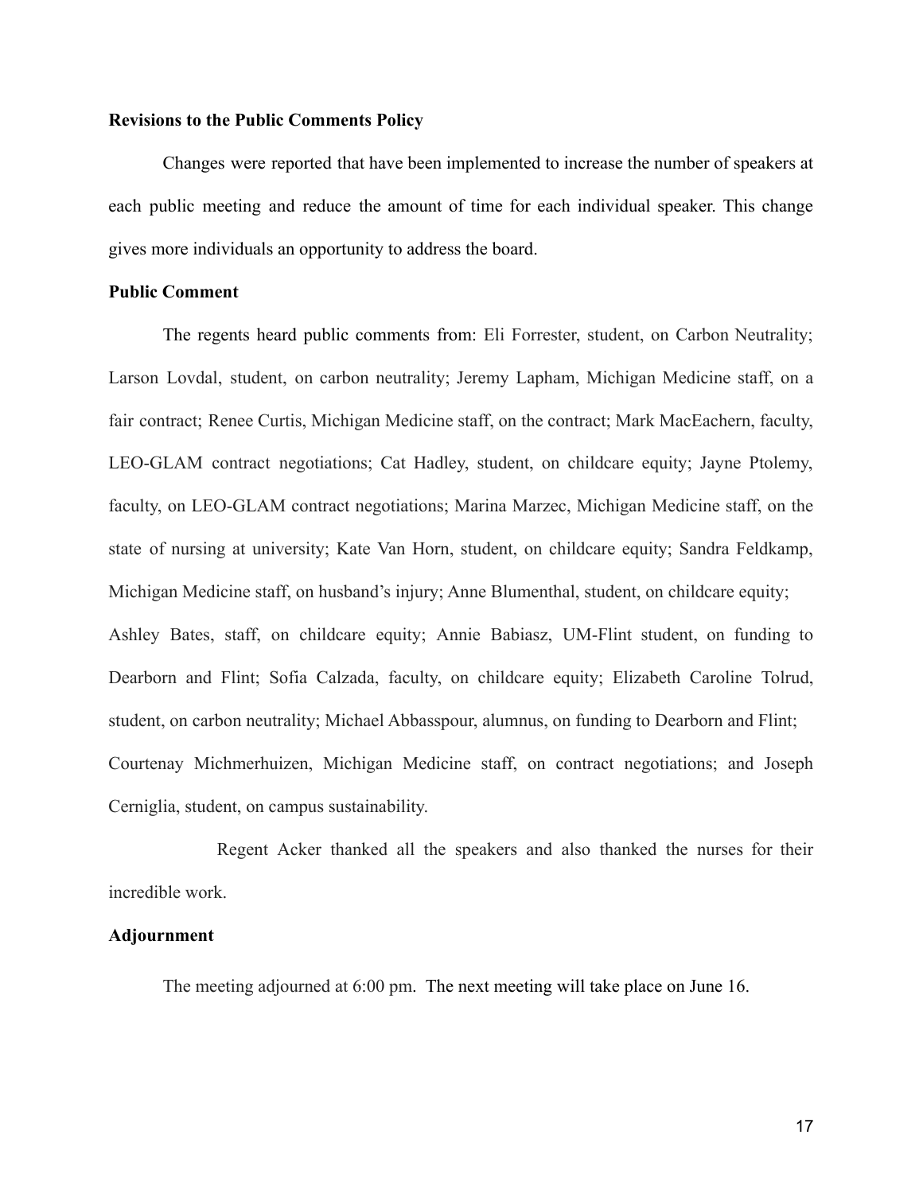**Revisions to the Public Comments Policy**

Changes were reported that have been implemented to increase the number of speakers at each public meeting and reduce the amount of time for each individual speaker. This change gives more individuals an opportunity to address the board.

**Public Comment**

The regents heard public comments from: Eli Forrester, student, on Carbon Neutrality; Larson Lovdal, student, on carbon neutrality; Jeremy Lapham, Michigan Medicine staff, on a fair contract; Renee Curtis, Michigan Medicine staff, on the contract; Mark MacEachern, faculty, LEO-GLAM contract negotiations; Cat Hadley, student, on childcare equity; Jayne Ptolemy, faculty, on LEO-GLAM contract negotiations; Marina Marzec, Michigan Medicine staff, on the state of nursing at university; Kate Van Horn, student, on childcare equity; Sandra Feldkamp, Michigan Medicine staff, on husband's injury; Anne Blumenthal, student, on childcare equity; Ashley Bates, staff, on childcare equity; Annie Babiasz, UM-Flint student, on funding to Dearborn and Flint; Sofia Calzada, faculty, on childcare equity; Elizabeth Caroline Tolrud, student, on carbon neutrality; Michael Abbasspour, alumnus, on funding to Dearborn and Flint; Courtenay Michmerhuizen, Michigan Medicine staff, on contract negotiations; and Joseph Cerniglia, student, on campus sustainability.

Regent Acker thanked all the speakers and also thanked the nurses for their incredible work.

**Adjournment**

The meeting adjourned at 6:00 pm. The next meeting will take place on June 16.